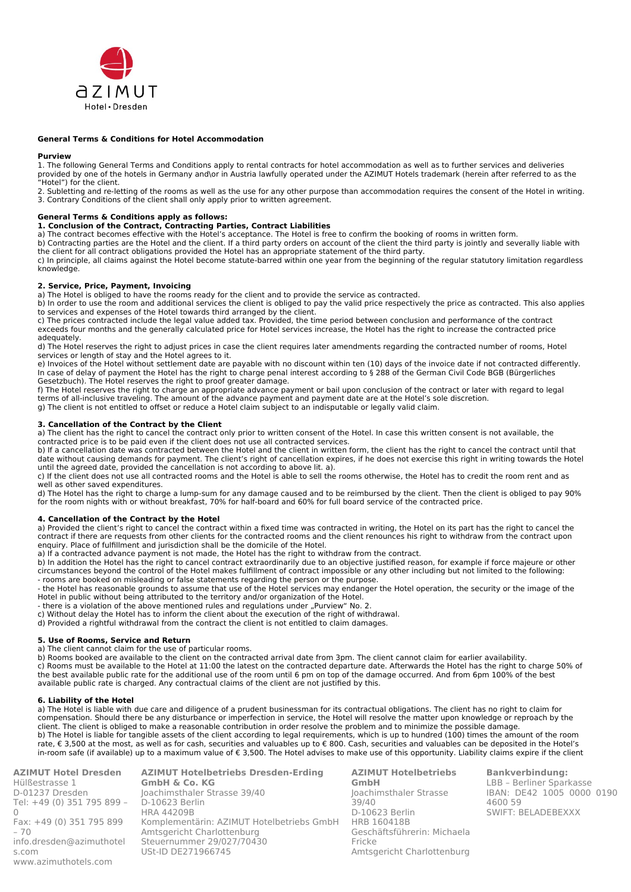**General Terms & Conditions for Hotel Accommodation**

**Purview**

1. The following General Terms and Conditions apply to rental contracts for hotel accommodation as well as to further services and deliveries provided by one of the hotels in Germany and\or in Austria lawfully operated under the AZIMUT Hotels trademark (herein after referred to as the "Hotel") for the client.
2. Subletting and re-letting of the rooms as well as the use for any other purpose than accommodation requires the consent of the Hotel in writing.
3. Contrary Conditions of the client shall only apply prior to written agreement.

**General Terms & Conditions apply as follows:**

**1. Conclusion of the Contract, Contracting Parties, Contract Liabilities**

a) The contract becomes effective with the Hotel's acceptance. The Hotel is free to confirm the booking of rooms in written form.
b) Contracting parties are the Hotel and the client. If a third party orders on account of the client the third party is jointly and severally liable with the client for all contract obligations provided the Hotel has an appropriate statement of the third party.
c) In principle, all claims against the Hotel become statute-barred within one year from the beginning of the regular statutory limitation regardless knowledge.

**2. Service, Price, Payment, Invoicing**

a) The Hotel is obliged to have the rooms ready for the client and to provide the service as contracted.
b) In order to use the room and additional services the client is obliged to pay the valid price respectively the price as contracted. This also applies to services and expenses of the Hotel towards third arranged by the client.
c) The prices contracted include the legal value added tax. Provided, the time period between conclusion and performance of the contract exceeds four months and the generally calculated price for Hotel services increase, the Hotel has the right to increase the contracted price adequately.
d) The Hotel reserves the right to adjust prices in case the client requires later amendments regarding the contracted number of rooms, Hotel services or length of stay and the Hotel agrees to it.
e) Invoices of the Hotel without settlement date are payable with no discount within ten (10) days of the invoice date if not contracted differently. In case of delay of payment the Hotel has the right to charge penal interest according to § 288 of the German Civil Code BGB (Bürgerliches Gesetzbuch). The Hotel reserves the right to proof greater damage.
f) The Hotel reserves the right to charge an appropriate advance payment or bail upon conclusion of the contract or later with regard to legal terms of all-inclusive traveling. The amount of the advance payment and payment date are at the Hotel's sole discretion.
g) The client is not entitled to offset or reduce a Hotel claim subject to an indisputable or legally valid claim.

**3. Cancellation of the Contract by the Client**

a) The client has the right to cancel the contract only prior to written consent of the Hotel. In case this written consent is not available, the contracted price is to be paid even if the client does not use all contracted services.
b) If a cancellation date was contracted between the Hotel and the client in written form, the client has the right to cancel the contract until that date without causing demands for payment. The client's right of cancellation expires, if he does not exercise this right in writing towards the Hotel until the agreed date, provided the cancellation is not according to above lit. a).
c) If the client does not use all contracted rooms and the Hotel is able to sell the rooms otherwise, the Hotel has to credit the room rent and as well as other saved expenditures.
d) The Hotel has the right to charge a lump-sum for any damage caused and to be reimbursed by the client. Then the client is obliged to pay 90% for the room nights with or without breakfast, 70% for half-board and 60% for full board service of the contracted price.

**4. Cancellation of the Contract by the Hotel**

a) Provided the client's right to cancel the contract within a fixed time was contracted in writing, the Hotel on its part has the right to cancel the contract if there are requests from other clients for the contracted rooms and the client renounces his right to withdraw from the contract upon enquiry. Place of fulfillment and jurisdiction shall be the domicile of the Hotel.
a) If a contracted advance payment is not made, the Hotel has the right to withdraw from the contract.
b) In addition the Hotel has the right to cancel contract extraordinarily due to an objective justified reason, for example if force majeure or other circumstances beyond the control of the Hotel makes fulfillment of contract impossible or any other including but not limited to the following:
- rooms are booked on misleading or false statements regarding the person or the purpose.
- the Hotel has reasonable grounds to assume that use of the Hotel services may endanger the Hotel operation, the security or the image of the Hotel in public without being attributed to the territory and/or organization of the Hotel.
- there is a violation of the above mentioned rules and regulations under „Purview" No. 2.

c) Without delay the Hotel has to inform the client about the execution of the right of withdrawal.
d) Provided a rightful withdrawal from the contract the client is not entitled to claim damages.

**5. Use of Rooms, Service and Return**

a) The client cannot claim for the use of particular rooms.
b) Rooms booked are available to the client on the contracted arrival date from 3pm. The client cannot claim for earlier availability.
c) Rooms must be available to the Hotel at 11:00 the latest on the contracted departure date. Afterwards the Hotel has the right to charge 50% of the best available public rate for the additional use of the room until 6 pm on top of the damage occurred. And from 6pm 100% of the best available public rate is charged. Any contractual claims of the client are not justified by this.

**6. Liability of the Hotel**

a) The Hotel is liable with due care and diligence of a prudent businessman for its contractual obligations. The client has no right to claim for compensation. Should there be any disturbance or imperfection in service, the Hotel will resolve the matter upon knowledge or reproach by the client. The client is obliged to make a reasonable contribution in order resolve the problem and to minimize the possible damage.
b) The Hotel is liable for tangible assets of the client according to legal requirements, which is up to hundred (100) times the amount of the room rate, € 3,500 at the most, as well as for cash, securities and valuables up to € 800. Cash, securities and valuables can be deposited in the Hotel's in-room safe (if available) up to a maximum value of € 3,500. The Hotel advises to make use of this opportunity. Liability claims expire if the client

**AZIMUT Hotel Dresden**
Hülßestrasse 1
D-01237 Dresden
Tel: +49 (0) 351 795 899 – 0
Fax: +49 (0) 351 795 899 – 70
info.dresden@azimuthotels.com
www.azimuthotels.com

**AZIMUT Hotelbetriebs Dresden-Erding GmbH & Co. KG**
Joachimsthaler Strasse 39/40
D-10623 Berlin
HRA 44209B
Komplementärin: AZIMUT Hotelbetriebs GmbH
Amtsgericht Charlottenburg
Steuernummer 29/027/70430
USt-ID DE271966745

**AZIMUT Hotelbetriebs GmbH**
Joachimsthaler Strasse 39/40
D-10623 Berlin
HRB 160418B
Geschäftsführerin: Michaela Fricke
Amtsgericht Charlottenburg

**Bankverbindung:**
LBB – Berliner Sparkasse
IBAN: DE42 1005 0000 0190 4600 59
SWIFT: BELADEBEXXX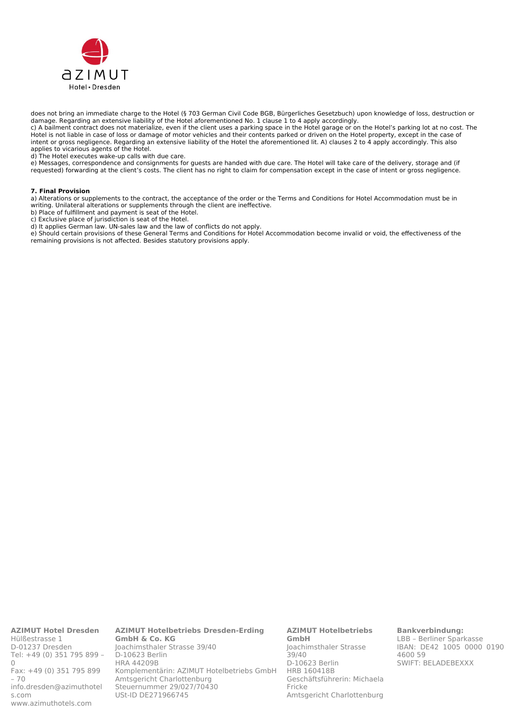does not bring an immediate charge to the Hotel (§ 703 German Civil Code BGB, Bürgerliches Gesetzbuch) upon knowledge of loss, destruction or damage. Regarding an extensive liability of the Hotel aforementioned No. 1 clause 1 to 4 apply accordingly.

c) A bailment contract does not materialize, even if the client uses a parking space in the Hotel garage or on the Hotel's parking lot at no cost. The Hotel is not liable in case of loss or damage of motor vehicles and their contents parked or driven on the Hotel property, except in the case of intent or gross negligence. Regarding an extensive liability of the Hotel the aforementioned lit. A) clauses 2 to 4 apply accordingly. This also applies to vicarious agents of the Hotel.

d) The Hotel executes wake-up calls with due care.

e) Messages, correspondence and consignments for guests are handed with due care. The Hotel will take care of the delivery, storage and (if requested) forwarding at the client's costs. The client has no right to claim for compensation except in the case of intent or gross negligence.

**7. Final Provision**

a) Alterations or supplements to the contract, the acceptance of the order or the Terms and Conditions for Hotel Accommodation must be in writing. Unilateral alterations or supplements through the client are ineffective.

b) Place of fulfillment and payment is seat of the Hotel.

c) Exclusive place of jurisdiction is seat of the Hotel.

d) It applies German law. UN-sales law and the law of conflicts do not apply.

e) Should certain provisions of these General Terms and Conditions for Hotel Accommodation become invalid or void, the effectiveness of the remaining provisions is not affected. Besides statutory provisions apply.